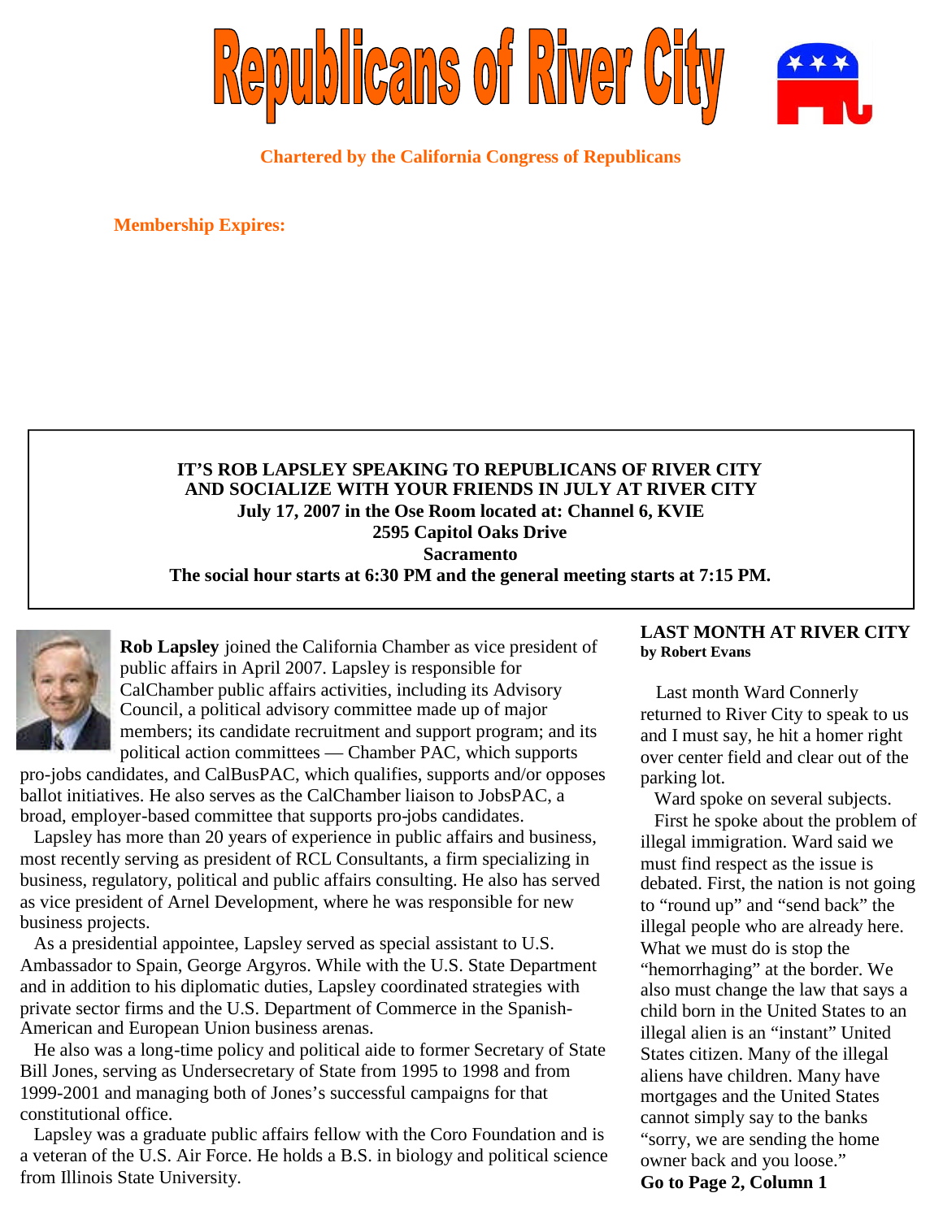# Republicans of River City

**Chartered by the California Congress of Republicans**

**Membership Expires:**

**IT'S ROB LAPSLEY SPEAKING TO REPUBLICANS OF RIVER CITY**
**AND SOCIALIZE WITH YOUR FRIENDS IN JULY AT RIVER CITY**
**July 17, 2007 in the Ose Room located at: Channel 6, KVIE**
**2595 Capitol Oaks Drive**
**Sacramento**
**The social hour starts at 6:30 PM and the general meeting starts at 7:15 PM.**

**Rob Lapsley** joined the California Chamber as vice president of public affairs in April 2007. Lapsley is responsible for CalChamber public affairs activities, including its Advisory Council, a political advisory committee made up of major members; its candidate recruitment and support program; and its political action committees — Chamber PAC, which supports pro-jobs candidates, and CalBusPAC, which qualifies, supports and/or opposes ballot initiatives. He also serves as the CalChamber liaison to JobsPAC, a broad, employer-based committee that supports pro-jobs candidates.

Lapsley has more than 20 years of experience in public affairs and business, most recently serving as president of RCL Consultants, a firm specializing in business, regulatory, political and public affairs consulting. He also has served as vice president of Arnel Development, where he was responsible for new business projects.

As a presidential appointee, Lapsley served as special assistant to U.S. Ambassador to Spain, George Argyros. While with the U.S. State Department and in addition to his diplomatic duties, Lapsley coordinated strategies with private sector firms and the U.S. Department of Commerce in the Spanish-American and European Union business arenas.

He also was a long-time policy and political aide to former Secretary of State Bill Jones, serving as Undersecretary of State from 1995 to 1998 and from 1999-2001 and managing both of Jones's successful campaigns for that constitutional office.

Lapsley was a graduate public affairs fellow with the Coro Foundation and is a veteran of the U.S. Air Force. He holds a B.S. in biology and political science from Illinois State University.

## LAST MONTH AT RIVER CITY

**by Robert Evans**

Last month Ward Connerly returned to River City to speak to us and I must say, he hit a homer right over center field and clear out of the parking lot.

Ward spoke on several subjects.

First he spoke about the problem of illegal immigration. Ward said we must find respect as the issue is debated. First, the nation is not going to "round up" and "send back" the illegal people who are already here. What we must do is stop the "hemorrhaging" at the border. We also must change the law that says a child born in the United States to an illegal alien is an "instant" United States citizen. Many of the illegal aliens have children. Many have mortgages and the United States cannot simply say to the banks "sorry, we are sending the home owner back and you loose."

**Go to Page 2, Column 1**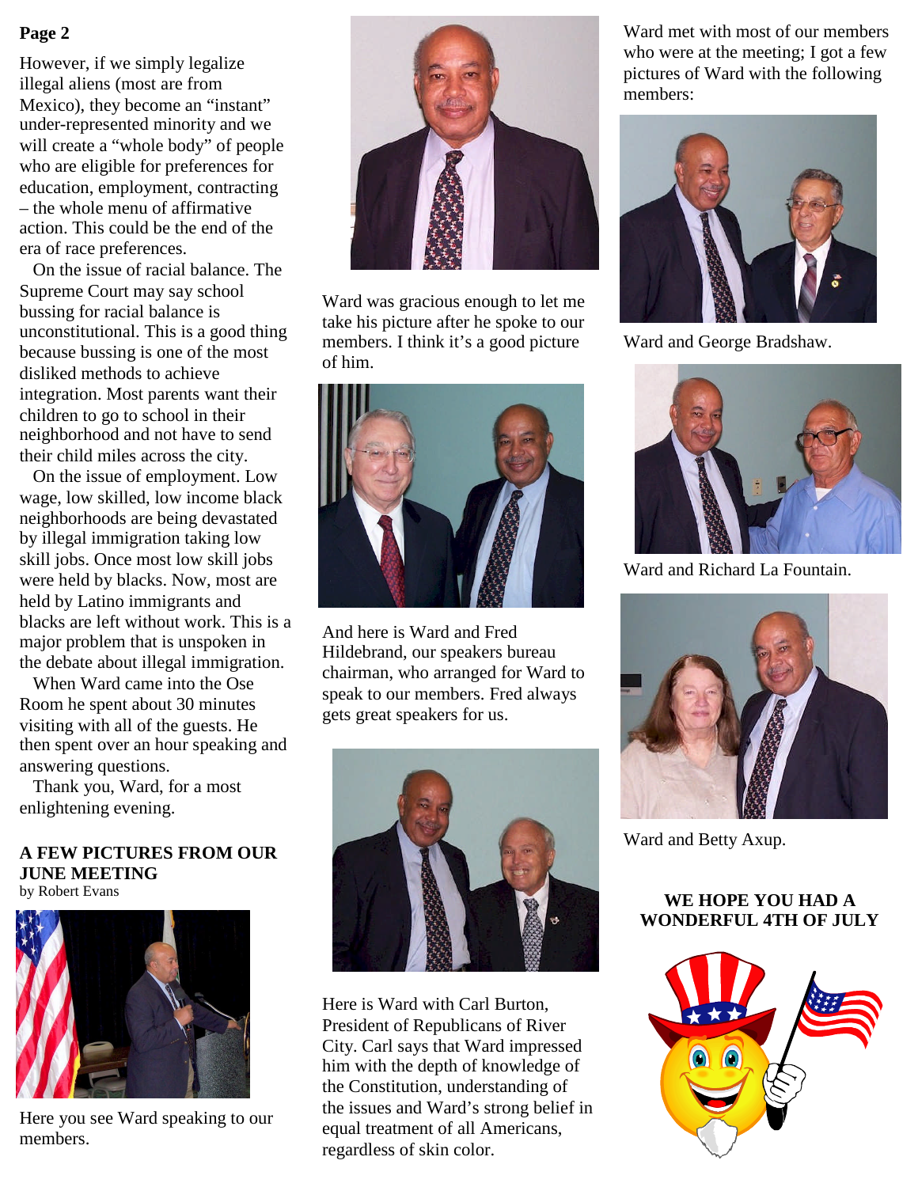However, if we simply legalize illegal aliens (most are from Mexico), they become an "instant" under-represented minority and we will create a "whole body" of people who are eligible for preferences for education, employment, contracting – the whole menu of affirmative action. This could be the end of the era of race preferences.

On the issue of racial balance. The Supreme Court may say school bussing for racial balance is unconstitutional. This is a good thing because bussing is one of the most disliked methods to achieve integration. Most parents want their children to go to school in their neighborhood and not have to send their child miles across the city.

On the issue of employment. Low wage, low skilled, low income black neighborhoods are being devastated by illegal immigration taking low skill jobs. Once most low skill jobs were held by blacks. Now, most are held by Latino immigrants and blacks are left without work. This is a major problem that is unspoken in the debate about illegal immigration.

When Ward came into the Ose Room he spent about 30 minutes visiting with all of the guests. He then spent over an hour speaking and answering questions.

Thank you, Ward, for a most enlightening evening.

## A FEW PICTURES FROM OUR JUNE MEETING

by Robert Evans

Here you see Ward speaking to our members.

Ward was gracious enough to let me take his picture after he spoke to our members. I think it's a good picture of him.

And here is Ward and Fred Hildebrand, our speakers bureau chairman, who arranged for Ward to speak to our members. Fred always gets great speakers for us.

Here is Ward with Carl Burton, President of Republicans of River City. Carl says that Ward impressed him with the depth of knowledge of the Constitution, understanding of the issues and Ward's strong belief in equal treatment of all Americans, regardless of skin color.

Ward met with most of our members who were at the meeting; I got a few pictures of Ward with the following members:

Ward and George Bradshaw.

Ward and Richard La Fountain.

Ward and Betty Axup.

## WE HOPE YOU HAD A WONDERFUL 4TH OF JULY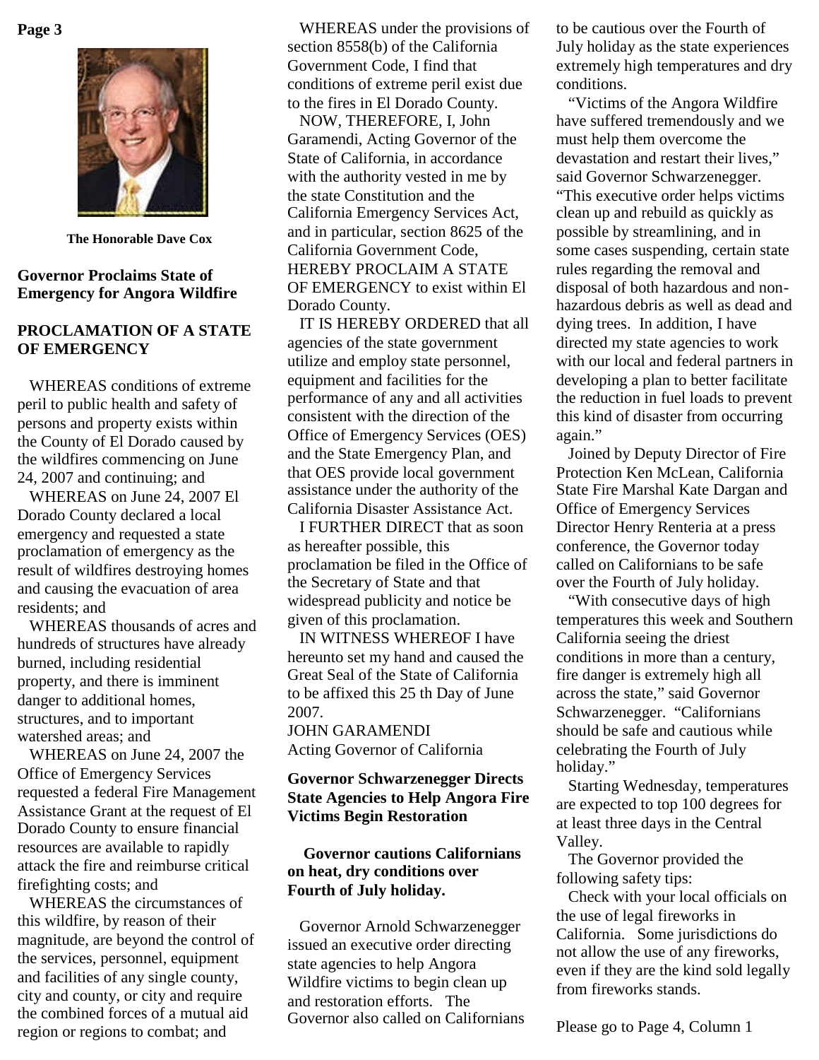The Honorable Dave Cox

## Governor Proclaims State of Emergency for Angora Wildfire

### PROCLAMATION OF A STATE OF EMERGENCY

WHEREAS conditions of extreme peril to public health and safety of persons and property exists within the County of El Dorado caused by the wildfires commencing on June 24, 2007 and continuing; and

WHEREAS on June 24, 2007 El Dorado County declared a local emergency and requested a state proclamation of emergency as the result of wildfires destroying homes and causing the evacuation of area residents; and

WHEREAS thousands of acres and hundreds of structures have already burned, including residential property, and there is imminent danger to additional homes, structures, and to important watershed areas; and

WHEREAS on June 24, 2007 the Office of Emergency Services requested a federal Fire Management Assistance Grant at the request of El Dorado County to ensure financial resources are available to rapidly attack the fire and reimburse critical firefighting costs; and

WHEREAS the circumstances of this wildfire, by reason of their magnitude, are beyond the control of the services, personnel, equipment and facilities of any single county, city and county, or city and require the combined forces of a mutual aid region or regions to combat; and

WHEREAS under the provisions of section 8558(b) of the California Government Code, I find that conditions of extreme peril exist due to the fires in El Dorado County.

NOW, THEREFORE, I, John Garamendi, Acting Governor of the State of California, in accordance with the authority vested in me by the state Constitution and the California Emergency Services Act, and in particular, section 8625 of the California Government Code, HEREBY PROCLAIM A STATE OF EMERGENCY to exist within El Dorado County.

IT IS HEREBY ORDERED that all agencies of the state government utilize and employ state personnel, equipment and facilities for the performance of any and all activities consistent with the direction of the Office of Emergency Services (OES) and the State Emergency Plan, and that OES provide local government assistance under the authority of the California Disaster Assistance Act.

I FURTHER DIRECT that as soon as hereafter possible, this proclamation be filed in the Office of the Secretary of State and that widespread publicity and notice be given of this proclamation.

IN WITNESS WHEREOF I have hereunto set my hand and caused the Great Seal of the State of California to be affixed this 25 th Day of June 2007.

JOHN GARAMENDI
Acting Governor of California

## Governor Schwarzenegger Directs State Agencies to Help Angora Fire Victims Begin Restoration

### Governor cautions Californians on heat, dry conditions over Fourth of July holiday.

Governor Arnold Schwarzenegger issued an executive order directing state agencies to help Angora Wildfire victims to begin clean up and restoration efforts. The Governor also called on Californians to be cautious over the Fourth of July holiday as the state experiences extremely high temperatures and dry conditions.

"Victims of the Angora Wildfire have suffered tremendously and we must help them overcome the devastation and restart their lives," said Governor Schwarzenegger. "This executive order helps victims clean up and rebuild as quickly as possible by streamlining, and in some cases suspending, certain state rules regarding the removal and disposal of both hazardous and non-hazardous debris as well as dead and dying trees. In addition, I have directed my state agencies to work with our local and federal partners in developing a plan to better facilitate the reduction in fuel loads to prevent this kind of disaster from occurring again."

Joined by Deputy Director of Fire Protection Ken McLean, California State Fire Marshal Kate Dargan and Office of Emergency Services Director Henry Renteria at a press conference, the Governor today called on Californians to be safe over the Fourth of July holiday.

"With consecutive days of high temperatures this week and Southern California seeing the driest conditions in more than a century, fire danger is extremely high all across the state," said Governor Schwarzenegger. "Californians should be safe and cautious while celebrating the Fourth of July holiday."

Starting Wednesday, temperatures are expected to top 100 degrees for at least three days in the Central Valley.

The Governor provided the following safety tips:

Check with your local officials on the use of legal fireworks in California. Some jurisdictions do not allow the use of any fireworks, even if they are the kind sold legally from fireworks stands.

Please go to Page 4, Column 1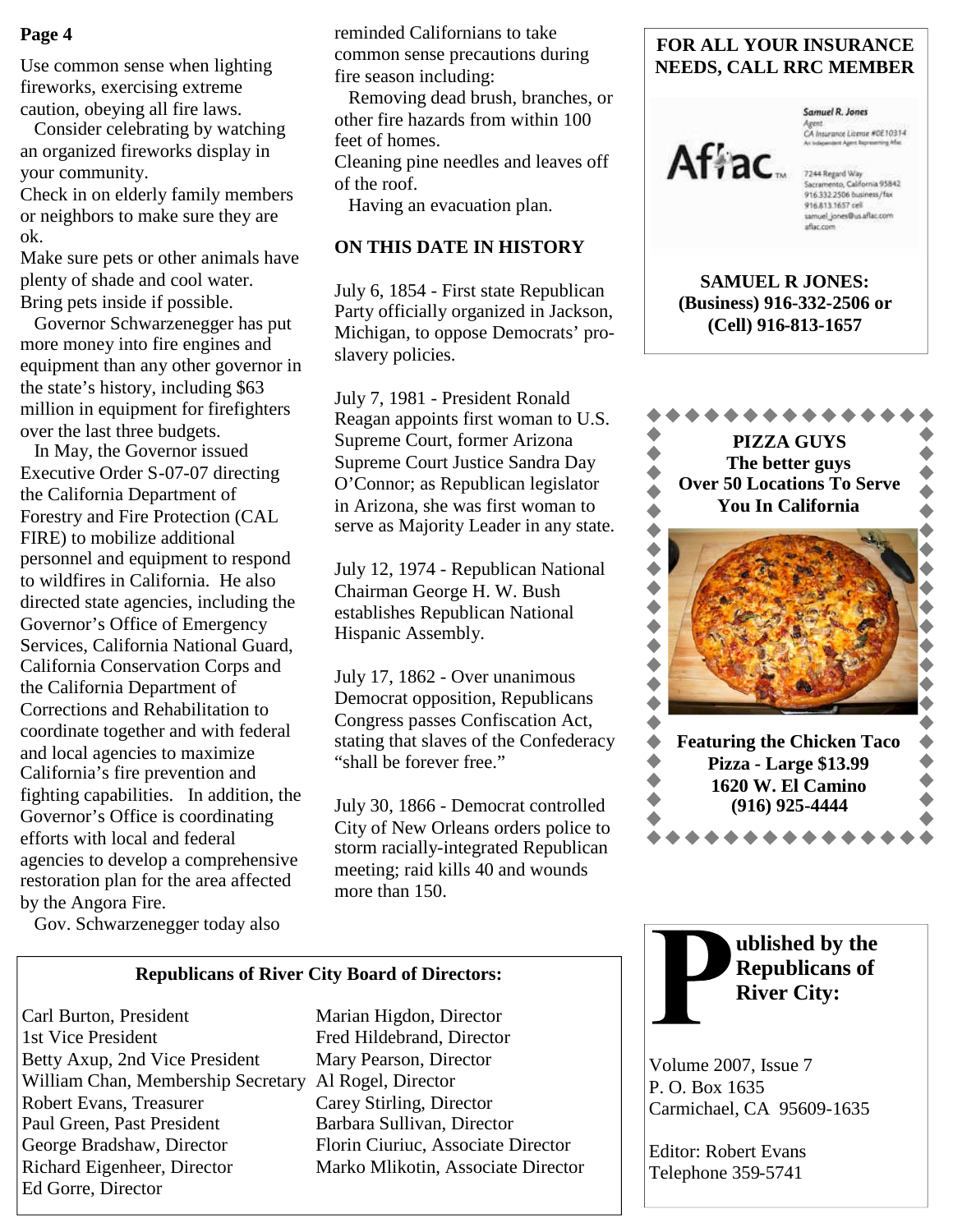Use common sense when lighting fireworks, exercising extreme caution, obeying all fire laws.

Consider celebrating by watching an organized fireworks display in your community.

Check in on elderly family members or neighbors to make sure they are ok.

Make sure pets or other animals have plenty of shade and cool water. Bring pets inside if possible.

Governor Schwarzenegger has put more money into fire engines and equipment than any other governor in the state's history, including $63 million in equipment for firefighters over the last three budgets.

In May, the Governor issued Executive Order S-07-07 directing the California Department of Forestry and Fire Protection (CAL FIRE) to mobilize additional personnel and equipment to respond to wildfires in California. He also directed state agencies, including the Governor's Office of Emergency Services, California National Guard, California Conservation Corps and the California Department of Corrections and Rehabilitation to coordinate together and with federal and local agencies to maximize California's fire prevention and fighting capabilities. In addition, the Governor's Office is coordinating efforts with local and federal agencies to develop a comprehensive restoration plan for the area affected by the Angora Fire.

Gov. Schwarzenegger today also reminded Californians to take common sense precautions during fire season including:

Removing dead brush, branches, or other fire hazards from within 100 feet of homes.

Cleaning pine needles and leaves off of the roof.

Having an evacuation plan.

## ON THIS DATE IN HISTORY

July 6, 1854 - First state Republican Party officially organized in Jackson, Michigan, to oppose Democrats' pro-slavery policies.

July 7, 1981 - President Ronald Reagan appoints first woman to U.S. Supreme Court, former Arizona Supreme Court Justice Sandra Day O'Connor; as Republican legislator in Arizona, she was first woman to serve as Majority Leader in any state.

July 12, 1974 - Republican National Chairman George H. W. Bush establishes Republican National Hispanic Assembly.

July 17, 1862 - Over unanimous Democrat opposition, Republicans Congress passes Confiscation Act, stating that slaves of the Confederacy "shall be forever free."

July 30, 1866 - Democrat controlled City of New Orleans orders police to storm racially-integrated Republican meeting; raid kills 40 and wounds more than 150.

**FOR ALL YOUR INSURANCE NEEDS, CALL RRC MEMBER**

Aflac

Samuel R. Jones
Agent
CA Insurance License #0E10314
An Independent Agent Representing Aflac

7244 Regard Way
Sacramento, California 95842
916.332.2506 business/fax
916.813.1657 cell
samuel_jones@us.aflac.com
aflac.com

**SAMUEL R JONES:**
**(Business) 916-332-2506 or (Cell) 916-813-1657**

**PIZZA GUYS**
**The better guys**
**Over 50 Locations To Serve You In California**

**Featuring the Chicken Taco Pizza - Large $13.99**
**1620 W. El Camino**
**(916) 925-4444**

**Republicans of River City Board of Directors:**

Carl Burton, President
1st Vice President
Betty Axup, 2nd Vice President
William Chan, Membership Secretary
Robert Evans, Treasurer
Paul Green, Past President
George Bradshaw, Director
Richard Eigenheer, Director
Ed Gorre, Director
Marian Higdon, Director
Fred Hildebrand, Director
Mary Pearson, Director
Al Rogel, Director
Carey Stirling, Director
Barbara Sullivan, Director
Florin Ciuriuc, Associate Director
Marko Mlikotin, Associate Director

**Published by the Republicans of River City:**

Volume 2007, Issue 7
P. O. Box 1635
Carmichael, CA 95609-1635

Editor: Robert Evans
Telephone 359-5741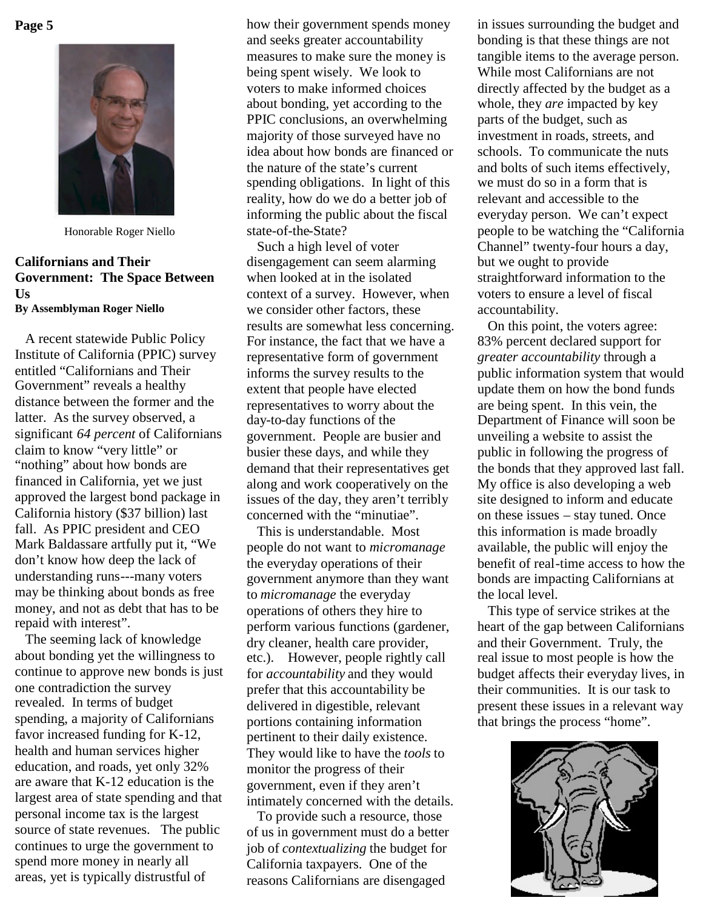Honorable Roger Niello

## Californians and Their Government: The Space Between Us

**By Assemblyman Roger Niello**

A recent statewide Public Policy Institute of California (PPIC) survey entitled "Californians and Their Government" reveals a healthy distance between the former and the latter. As the survey observed, a significant *64 percent* of Californians claim to know "very little" or "nothing" about how bonds are financed in California, yet we just approved the largest bond package in California history ($37 billion) last fall. As PPIC president and CEO Mark Baldassare artfully put it, "We don't know how deep the lack of understanding runs---many voters may be thinking about bonds as free money, and not as debt that has to be repaid with interest".

The seeming lack of knowledge about bonding yet the willingness to continue to approve new bonds is just one contradiction the survey revealed. In terms of budget spending, a majority of Californians favor increased funding for K-12, health and human services higher education, and roads, yet only 32% are aware that K-12 education is the largest area of state spending and that personal income tax is the largest source of state revenues. The public continues to urge the government to spend more money in nearly all areas, yet is typically distrustful of how their government spends money and seeks greater accountability measures to make sure the money is being spent wisely. We look to voters to make informed choices about bonding, yet according to the PPIC conclusions, an overwhelming majority of those surveyed have no idea about how bonds are financed or the nature of the state's current spending obligations. In light of this reality, how do we do a better job of informing the public about the fiscal state-of-the-State?

Such a high level of voter disengagement can seem alarming when looked at in the isolated context of a survey. However, when we consider other factors, these results are somewhat less concerning. For instance, the fact that we have a representative form of government informs the survey results to the extent that people have elected representatives to worry about the day-to-day functions of the government. People are busier and busier these days, and while they demand that their representatives get along and work cooperatively on the issues of the day, they aren't terribly concerned with the "minutiae".

This is understandable. Most people do not want to *micromanage* the everyday operations of their government anymore than they want to *micromanage* the everyday operations of others they hire to perform various functions (gardener, dry cleaner, health care provider, etc.). However, people rightly call for *accountability* and they would prefer that this accountability be delivered in digestible, relevant portions containing information pertinent to their daily existence. They would like to have the *tools* to monitor the progress of their government, even if they aren't intimately concerned with the details.

To provide such a resource, those of us in government must do a better job of *contextualizing* the budget for California taxpayers. One of the reasons Californians are disengaged in issues surrounding the budget and bonding is that these things are not tangible items to the average person. While most Californians are not directly affected by the budget as a whole, they *are* impacted by key parts of the budget, such as investment in roads, streets, and schools. To communicate the nuts and bolts of such items effectively, we must do so in a form that is relevant and accessible to the everyday person. We can't expect people to be watching the "California Channel" twenty-four hours a day, but we ought to provide straightforward information to the voters to ensure a level of fiscal accountability.

On this point, the voters agree: 83% percent declared support for *greater accountability* through a public information system that would update them on how the bond funds are being spent. In this vein, the Department of Finance will soon be unveiling a website to assist the public in following the progress of the bonds that they approved last fall. My office is also developing a web site designed to inform and educate on these issues – stay tuned. Once this information is made broadly available, the public will enjoy the benefit of real-time access to how the bonds are impacting Californians at the local level.

This type of service strikes at the heart of the gap between Californians and their Government. Truly, the real issue to most people is how the budget affects their everyday lives, in their communities. It is our task to present these issues in a relevant way that brings the process "home".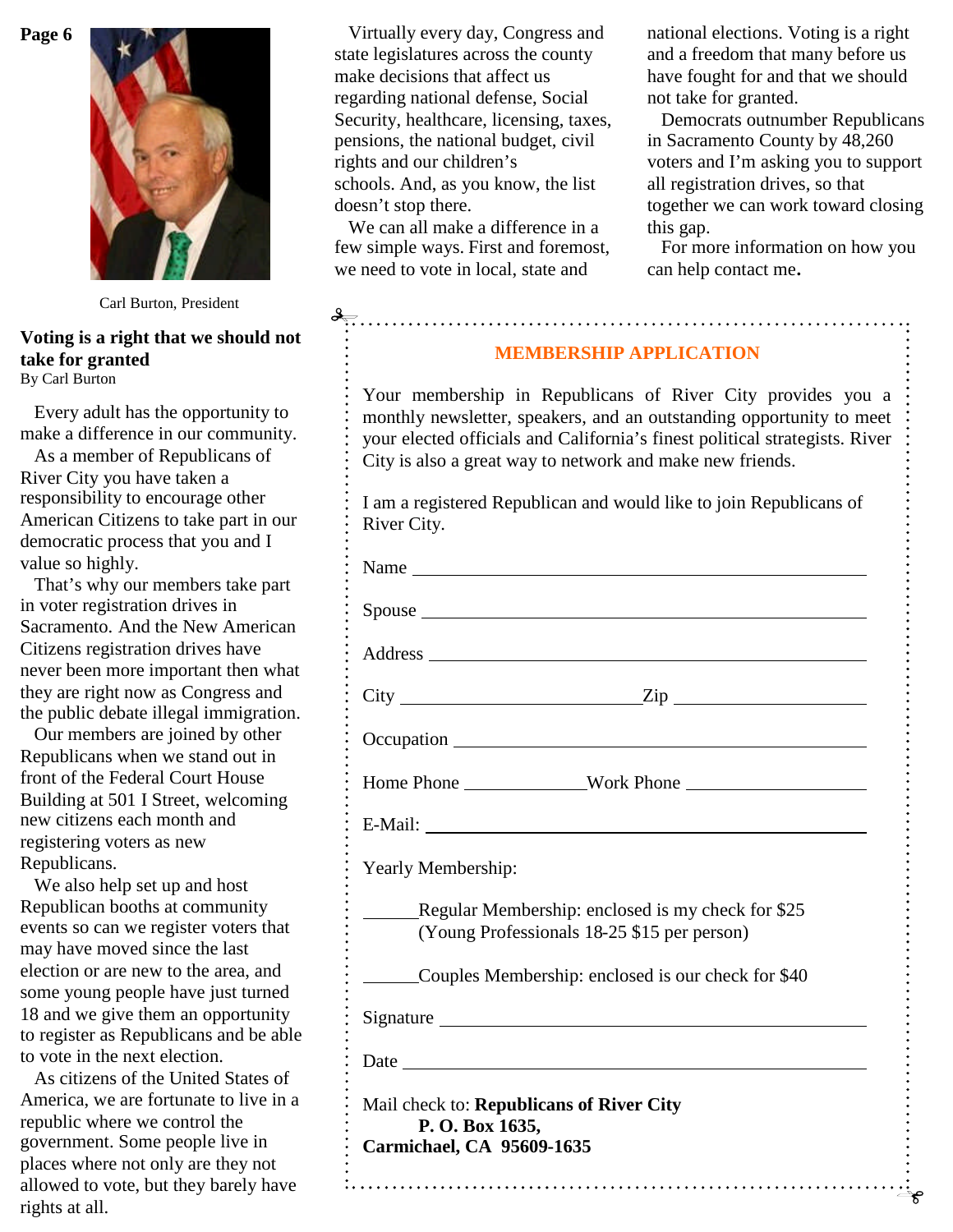Carl Burton, President

## Voting is a right that we should not take for granted

By Carl Burton

Every adult has the opportunity to make a difference in our community.

As a member of Republicans of River City you have taken a responsibility to encourage other American Citizens to take part in our democratic process that you and I value so highly.

That's why our members take part in voter registration drives in Sacramento. And the New American Citizens registration drives have never been more important then what they are right now as Congress and the public debate illegal immigration.

Our members are joined by other Republicans when we stand out in front of the Federal Court House Building at 501 I Street, welcoming new citizens each month and registering voters as new Republicans.

We also help set up and host Republican booths at community events so can we register voters that may have moved since the last election or are new to the area, and some young people have just turned 18 and we give them an opportunity to register as Republicans and be able to vote in the next election.

As citizens of the United States of America, we are fortunate to live in a republic where we control the government. Some people live in places where not only are they not allowed to vote, but they barely have rights at all.

Virtually every day, Congress and state legislatures across the county make decisions that affect us regarding national defense, Social Security, healthcare, licensing, taxes, pensions, the national budget, civil rights and our children's schools. And, as you know, the list doesn't stop there.

We can all make a difference in a few simple ways. First and foremost, we need to vote in local, state and national elections. Voting is a right and a freedom that many before us have fought for and that we should not take for granted.

Democrats outnumber Republicans in Sacramento County by 48,260 voters and I'm asking you to support all registration drives, so that together we can work toward closing this gap.

For more information on how you can help contact me.

---

### MEMBERSHIP APPLICATION

Your membership in Republicans of River City provides you a monthly newsletter, speakers, and an outstanding opportunity to meet your elected officials and California's finest political strategists. River City is also a great way to network and make new friends.

I am a registered Republican and would like to join Republicans of River City.

Name ______________________________

Spouse ______________________________

Address ______________________________

City ____________________ Zip ____________________

Occupation ______________________________

Home Phone ______________ Work Phone ______________

E-Mail: ______________________________

Yearly Membership:

_____ Regular Membership: enclosed is my check for $25 (Young Professionals 18-25 $15 per person)

_____ Couples Membership: enclosed is our check for $40

Signature ______________________________

Date ______________________________

Mail check to: **Republicans of River City**
**P. O. Box 1635,**
**Carmichael, CA 95609-1635**